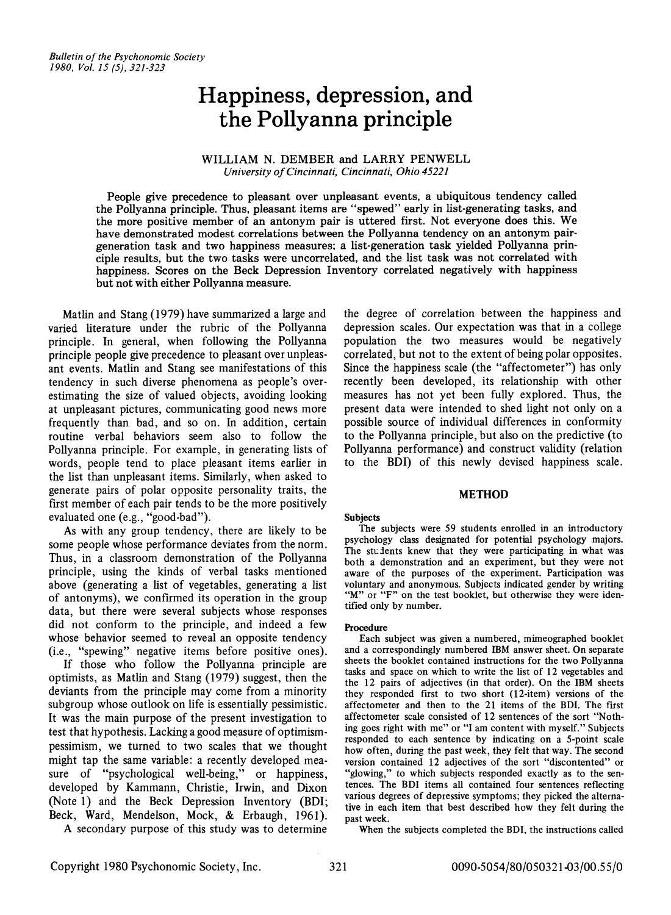# Happiness, depression, and the Pollyanna principle

WILLIAM N. DEMBER and LARRY PENWELL
*University of Cincinnati, Cincinnati, Ohio 45221*

People give precedence to pleasant over unpleasant events, a ubiquitous tendency called the Pollyanna principle. Thus, pleasant items are "spewed" early in list-generating tasks, and the more positive member of an antonym pair is uttered first. Not everyone does this. We have demonstrated modest correlations between the Pollyanna tendency on an antonym pair-generation task and two happiness measures; a list-generation task yielded Pollyanna principle results, but the two tasks were uncorrelated, and the list task was not correlated with happiness. Scores on the Beck Depression Inventory correlated negatively with happiness but not with either Pollyanna measure.

Matlin and Stang (1979) have summarized a large and varied literature under the rubric of the Pollyanna principle. In general, when following the Pollyanna principle people give precedence to pleasant over unpleasant events. Matlin and Stang see manifestations of this tendency in such diverse phenomena as people's overestimating the size of valued objects, avoiding looking at unpleasant pictures, communicating good news more frequently than bad, and so on. In addition, certain routine verbal behaviors seem also to follow the Pollyanna principle. For example, in generating lists of words, people tend to place pleasant items earlier in the list than unpleasant items. Similarly, when asked to generate pairs of polar opposite personality traits, the first member of each pair tends to be the more positively evaluated one (e.g., "good-bad").

As with any group tendency, there are likely to be some people whose performance deviates from the norm. Thus, in a classroom demonstration of the Pollyanna principle, using the kinds of verbal tasks mentioned above (generating a list of vegetables, generating a list of antonyms), we confirmed its operation in the group data, but there were several subjects whose responses did not conform to the principle, and indeed a few whose behavior seemed to reveal an opposite tendency (i.e., "spewing" negative items before positive ones).

If those who follow the Pollyanna principle are optimists, as Matlin and Stang (1979) suggest, then the deviants from the principle may come from a minority subgroup whose outlook on life is essentially pessimistic. It was the main purpose of the present investigation to test that hypothesis. Lacking a good measure of optimism-pessimism, we turned to two scales that we thought might tap the same variable: a recently developed measure of "psychological well-being," or happiness, developed by Kammann, Christie, Irwin, and Dixon (Note 1) and the Beck Depression Inventory (BDI; Beck, Ward, Mendelson, Mock, & Erbaugh, 1961).

A secondary purpose of this study was to determine the degree of correlation between the happiness and depression scales. Our expectation was that in a college population the two measures would be negatively correlated, but not to the extent of being polar opposites. Since the happiness scale (the "affectometer") has only recently been developed, its relationship with other measures has not yet been fully explored. Thus, the present data were intended to shed light not only on a possible source of individual differences in conformity to the Pollyanna principle, but also on the predictive (to Pollyanna performance) and construct validity (relation to the BDI) of this newly devised happiness scale.

## METHOD

### Subjects

The subjects were 59 students enrolled in an introductory psychology class designated for potential psychology majors. The students knew that they were participating in what was both a demonstration and an experiment, but they were not aware of the purposes of the experiment. Participation was voluntary and anonymous. Subjects indicated gender by writing "M" or "F" on the test booklet, but otherwise they were identified only by number.

### Procedure

Each subject was given a numbered, mimeographed booklet and a correspondingly numbered IBM answer sheet. On separate sheets the booklet contained instructions for the two Pollyanna tasks and space on which to write the list of 12 vegetables and the 12 pairs of adjectives (in that order). On the IBM sheets they responded first to two short (12-item) versions of the affectometer and then to the 21 items of the BDI. The first affectometer scale consisted of 12 sentences of the sort "Nothing goes right with me" or "I am content with myself." Subjects responded to each sentence by indicating on a 5-point scale how often, during the past week, they felt that way. The second version contained 12 adjectives of the sort "discontented" or "glowing," to which subjects responded exactly as to the sentences. The BDI items all contained four sentences reflecting various degrees of depressive symptoms; they picked the alternative in each item that best described how they felt during the past week.

When the subjects completed the BDI, the instructions called

Copyright 1980 Psychonomic Society, Inc. 0090-5054/80/050321-03/00.55/0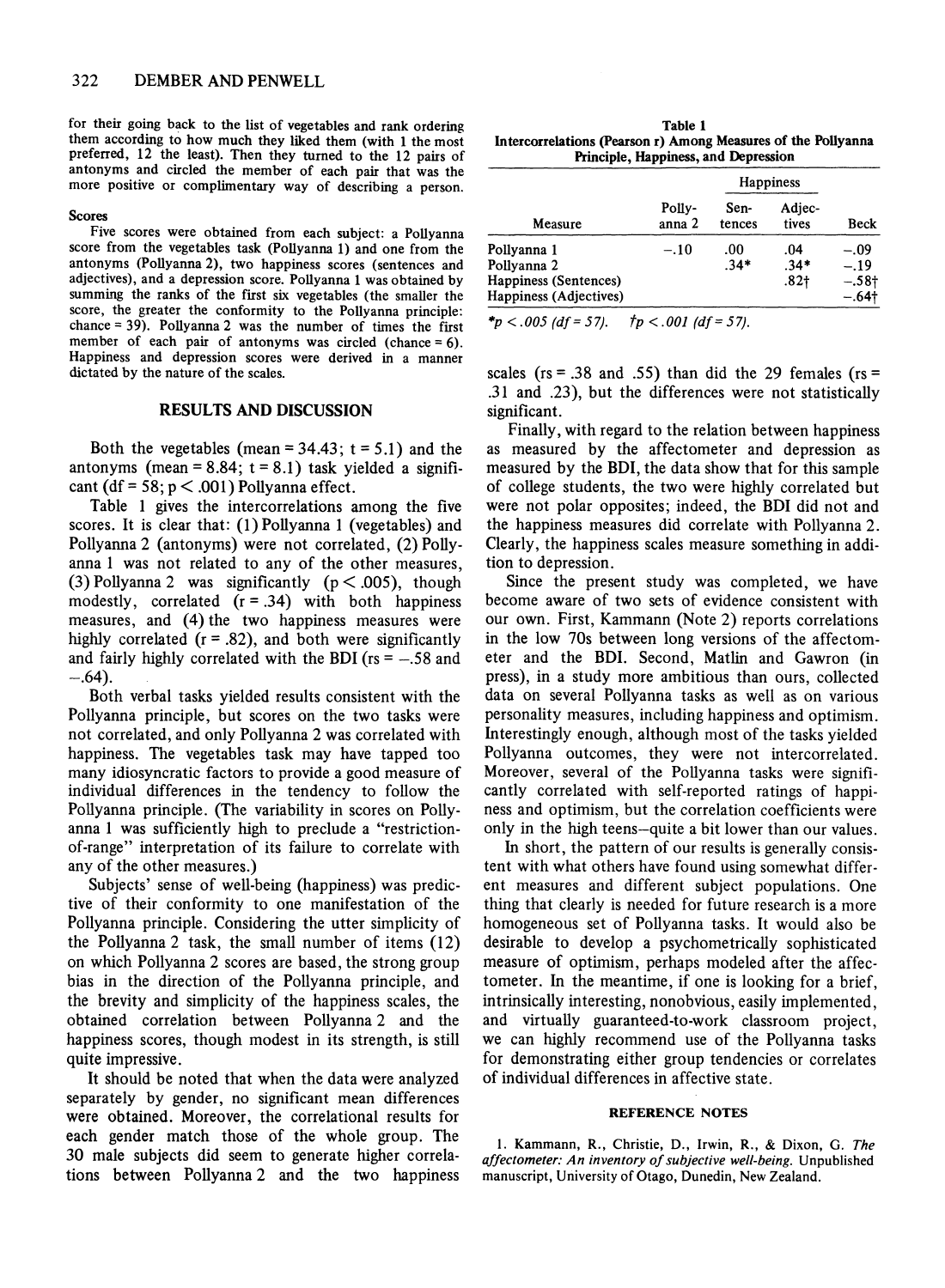for their going back to the list of vegetables and rank ordering them according to how much they liked them (with 1 the most preferred, 12 the least). Then they turned to the 12 pairs of antonyms and circled the member of each pair that was the more positive or complimentary way of describing a person.

### Scores

Five scores were obtained from each subject: a Pollyanna score from the vegetables task (Pollyanna 1) and one from the antonyms (Pollyanna 2), two happiness scores (sentences and adjectives), and a depression score. Pollyanna 1 was obtained by summing the ranks of the first six vegetables (the smaller the score, the greater the conformity to the Pollyanna principle: chance = 39). Pollyanna 2 was the number of times the first member of each pair of antonyms was circled (chance = 6). Happiness and depression scores were derived in a manner dictated by the nature of the scales.

## RESULTS AND DISCUSSION

Both the vegetables (mean = 34.43; t = 5.1) and the antonyms (mean = 8.84; t = 8.1) task yielded a significant (df = 58; $p < .001$) Pollyanna effect.

Table 1 gives the intercorrelations among the five scores. It is clear that: (1) Pollyanna 1 (vegetables) and Pollyanna 2 (antonyms) were not correlated, (2) Pollyanna 1 was not related to any of the other measures, (3) Pollyanna 2 was significantly ($p < .005$), though modestly, correlated (r = .34) with both happiness measures, and (4) the two happiness measures were highly correlated (r = .82), and both were significantly and fairly highly correlated with the BDI (rs = −.58 and −.64).

Both verbal tasks yielded results consistent with the Pollyanna principle, but scores on the two tasks were not correlated, and only Pollyanna 2 was correlated with happiness. The vegetables task may have tapped too many idiosyncratic factors to provide a good measure of individual differences in the tendency to follow the Pollyanna principle. (The variability in scores on Pollyanna 1 was sufficiently high to preclude a "restriction-of-range" interpretation of its failure to correlate with any of the other measures.)

Subjects' sense of well-being (happiness) was predictive of their conformity to one manifestation of the Pollyanna principle. Considering the utter simplicity of the Pollyanna 2 task, the small number of items (12) on which Pollyanna 2 scores are based, the strong group bias in the direction of the Pollyanna principle, and the brevity and simplicity of the happiness scales, the obtained correlation between Pollyanna 2 and the happiness scores, though modest in its strength, is still quite impressive.

It should be noted that when the data were analyzed separately by gender, no significant mean differences were obtained. Moreover, the correlational results for each gender match those of the whole group. The 30 male subjects did seem to generate higher correlations between Pollyanna 2 and the two happiness scales (rs = .38 and .55) than did the 29 females (rs = .31 and .23), but the differences were not statistically significant.

**Table 1**
**Intercorrelations (Pearson r) Among Measures of the Pollyanna Principle, Happiness, and Depression**

| | | Happiness | | |
|---|---|---|---|---|
| Measure | Pollyanna 2 | Sentences | Adjectives | Beck |
| Pollyanna 1 | −.10 | .00 | .04 | −.09 |
| Pollyanna 2 | | .34* | .34* | −.19 |
| Happiness (Sentences) | | | .82† | −.58† |
| Happiness (Adjectives) | | | | −.64† |

*$p < .005$ (df = 57). †$p < .001$ (df = 57).

Finally, with regard to the relation between happiness as measured by the affectometer and depression as measured by the BDI, the data show that for this sample of college students, the two were highly correlated but were not polar opposites; indeed, the BDI did not and the happiness measures did correlate with Pollyanna 2. Clearly, the happiness scales measure something in addition to depression.

Since the present study was completed, we have become aware of two sets of evidence consistent with our own. First, Kammann (Note 2) reports correlations in the low 70s between long versions of the affectometer and the BDI. Second, Matlin and Gawron (in press), in a study more ambitious than ours, collected data on several Pollyanna tasks as well as on various personality measures, including happiness and optimism. Interestingly enough, although most of the tasks yielded Pollyanna outcomes, they were not intercorrelated. Moreover, several of the Pollyanna tasks were significantly correlated with self-reported ratings of happiness and optimism, but the correlation coefficients were only in the high teens—quite a bit lower than our values.

In short, the pattern of our results is generally consistent with what others have found using somewhat different measures and different subject populations. One thing that clearly is needed for future research is a more homogeneous set of Pollyanna tasks. It would also be desirable to develop a psychometrically sophisticated measure of optimism, perhaps modeled after the affectometer. In the meantime, if one is looking for a brief, intrinsically interesting, nonobvious, easily implemented, and virtually guaranteed-to-work classroom project, we can highly recommend use of the Pollyanna tasks for demonstrating either group tendencies or correlates of individual differences in affective state.

## REFERENCE NOTES

1. Kammann, R., Christie, D., Irwin, R., & Dixon, G. *The affectometer: An inventory of subjective well-being*. Unpublished manuscript, University of Otago, Dunedin, New Zealand.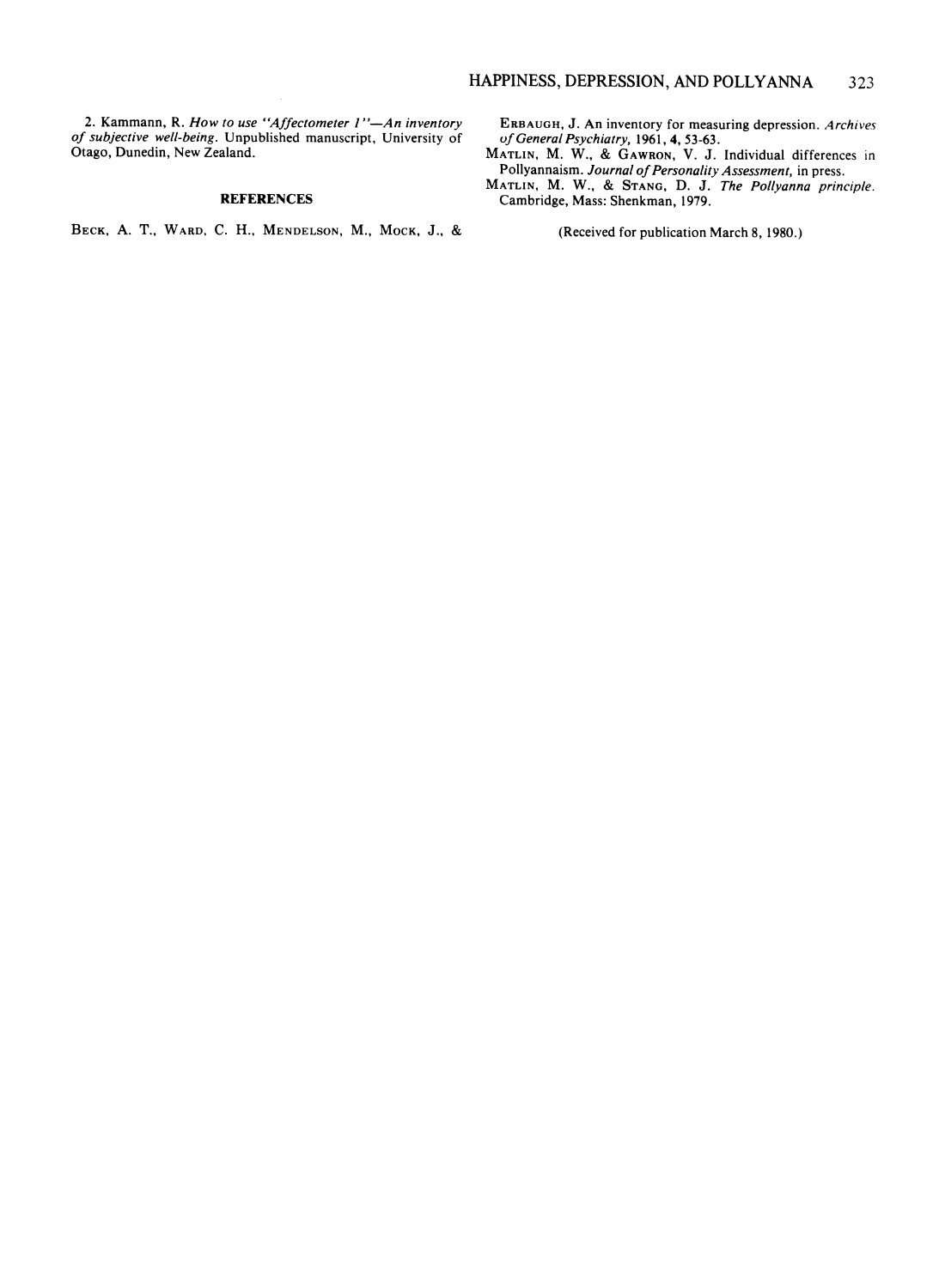2. Kammann, R. *How to use "Affectometer 1"—An inventory of subjective well-being.* Unpublished manuscript, University of Otago, Dunedin, New Zealand.

## REFERENCES

Beck, A. T., Ward, C. H., Mendelson, M., Mock, J., & Erbaugh, J. An inventory for measuring depression. *Archives of General Psychiatry*, 1961, **4**, 53-63.

Matlin, M. W., & Gawron, V. J. Individual differences in Pollyannaism. *Journal of Personality Assessment*, in press.

Matlin, M. W., & Stang, D. J. *The Pollyanna principle.* Cambridge, Mass: Shenkman, 1979.

(Received for publication March 8, 1980.)